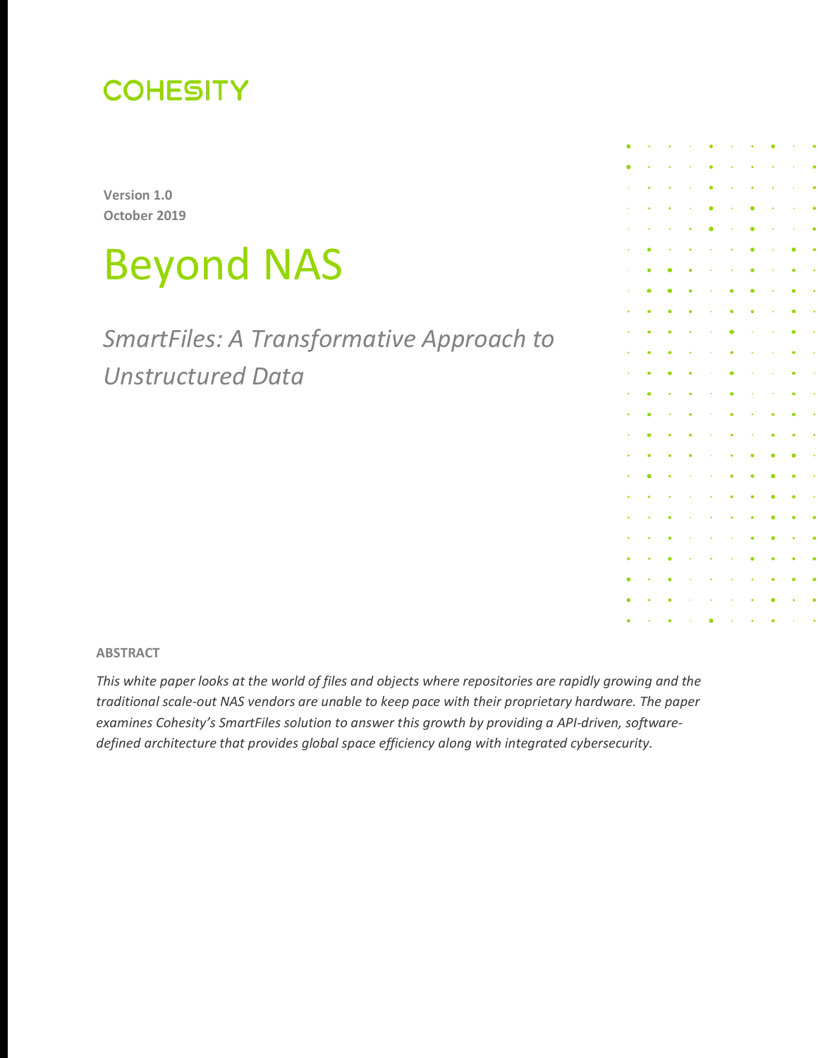COHESITY

**Version 1.0**
**October 2019**

# Beyond NAS

## *SmartFiles: A Transformative Approach to Unstructured Data*

**ABSTRACT**

*This white paper looks at the world of files and objects where repositories are rapidly growing and the traditional scale-out NAS vendors are unable to keep pace with their proprietary hardware. The paper examines Cohesity's SmartFiles solution to answer this growth by providing a API-driven, software-defined architecture that provides global space efficiency along with integrated cybersecurity.*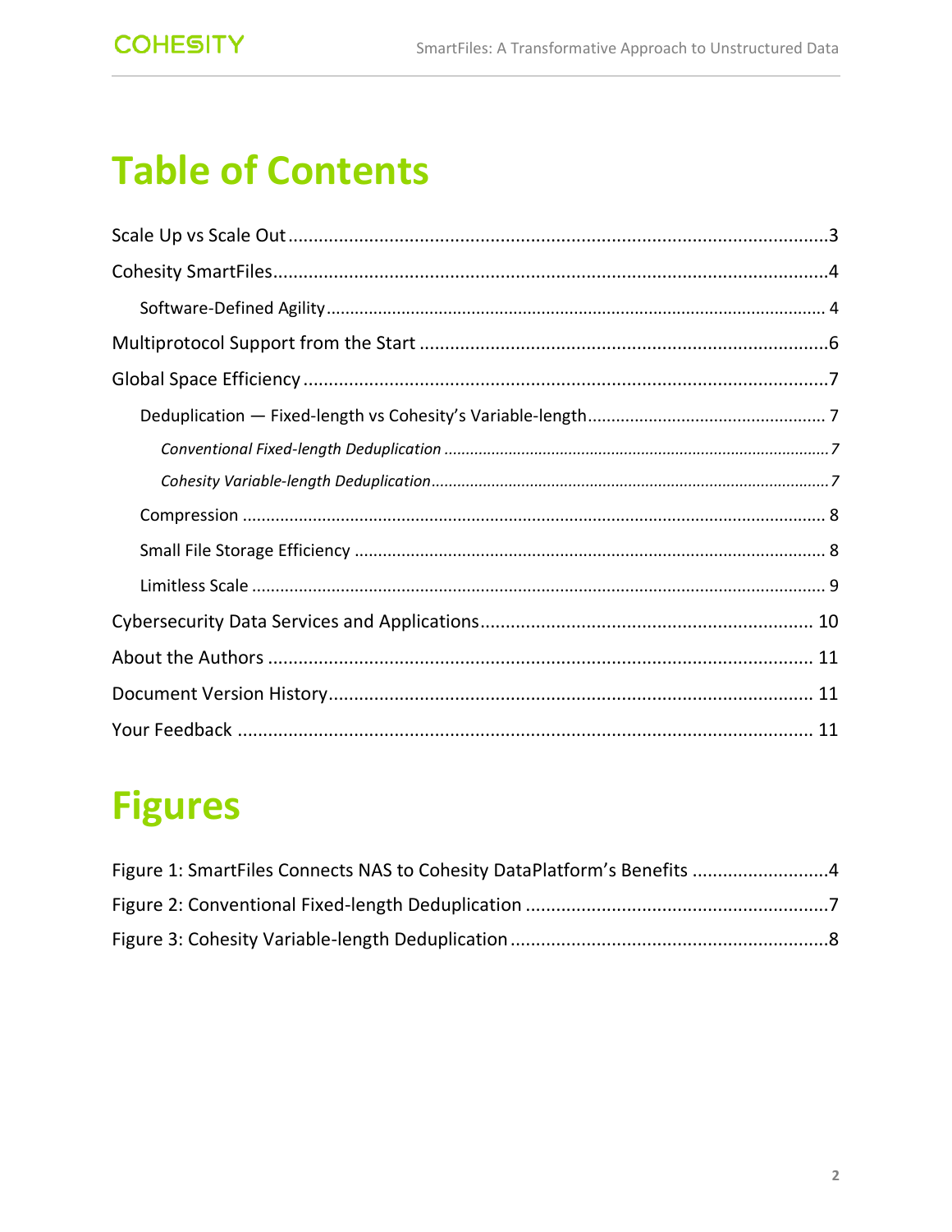# Table of Contents

Scale Up vs Scale Out ........................................................................................................3

Cohesity SmartFiles...........................................................................................................4

- Software-Defined Agility ................................................................................................ 4

Multiprotocol Support from the Start ...............................................................................6

Global Space Efficiency .....................................................................................................7

- Deduplication — Fixed-length vs Cohesity's Variable-length.................................................. 7
  - *Conventional Fixed-length Deduplication .......................................................................7*
  - *Cohesity Variable-length Deduplication...........................................................................7*
- Compression .................................................................................................................. 8
- Small File Storage Efficiency .......................................................................................... 8
- Limitless Scale ................................................................................................................ 9

Cybersecurity Data Services and Applications................................................................ 10

About the Authors ......................................................................................................... 11

Document Version History............................................................................................. 11

Your Feedback ............................................................................................................... 11

# Figures

Figure 1: SmartFiles Connects NAS to Cohesity DataPlatform's Benefits ..........................4

Figure 2: Conventional Fixed-length Deduplication ..........................................................7

Figure 3: Cohesity Variable-length Deduplication .............................................................8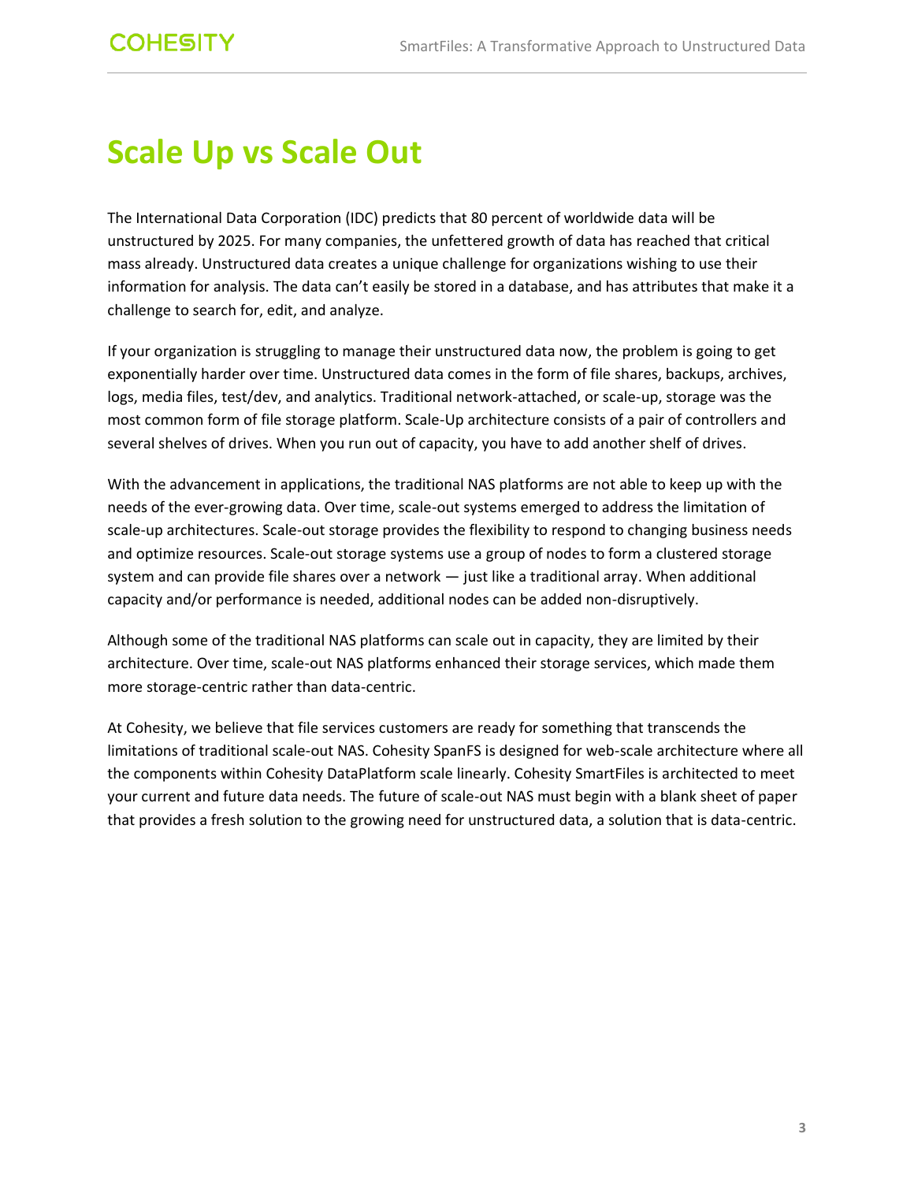# Scale Up vs Scale Out

The International Data Corporation (IDC) predicts that 80 percent of worldwide data will be unstructured by 2025. For many companies, the unfettered growth of data has reached that critical mass already. Unstructured data creates a unique challenge for organizations wishing to use their information for analysis. The data can't easily be stored in a database, and has attributes that make it a challenge to search for, edit, and analyze.

If your organization is struggling to manage their unstructured data now, the problem is going to get exponentially harder over time. Unstructured data comes in the form of file shares, backups, archives, logs, media files, test/dev, and analytics. Traditional network-attached, or scale-up, storage was the most common form of file storage platform. Scale-Up architecture consists of a pair of controllers and several shelves of drives. When you run out of capacity, you have to add another shelf of drives.

With the advancement in applications, the traditional NAS platforms are not able to keep up with the needs of the ever-growing data. Over time, scale-out systems emerged to address the limitation of scale-up architectures. Scale-out storage provides the flexibility to respond to changing business needs and optimize resources. Scale-out storage systems use a group of nodes to form a clustered storage system and can provide file shares over a network — just like a traditional array. When additional capacity and/or performance is needed, additional nodes can be added non-disruptively.

Although some of the traditional NAS platforms can scale out in capacity, they are limited by their architecture. Over time, scale-out NAS platforms enhanced their storage services, which made them more storage-centric rather than data-centric.

At Cohesity, we believe that file services customers are ready for something that transcends the limitations of traditional scale-out NAS. Cohesity SpanFS is designed for web-scale architecture where all the components within Cohesity DataPlatform scale linearly. Cohesity SmartFiles is architected to meet your current and future data needs. The future of scale-out NAS must begin with a blank sheet of paper that provides a fresh solution to the growing need for unstructured data, a solution that is data-centric.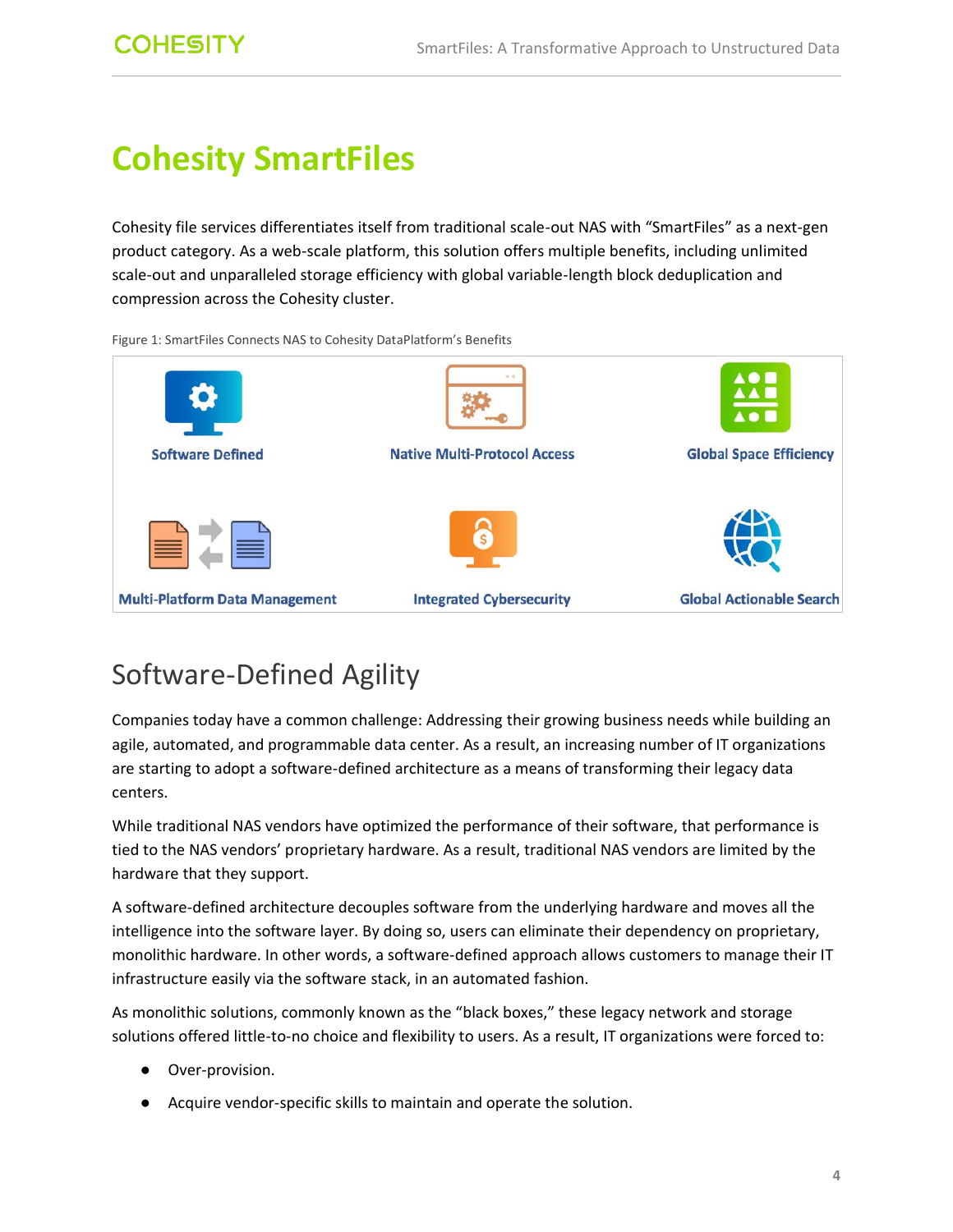# Cohesity SmartFiles

Cohesity file services differentiates itself from traditional scale-out NAS with "SmartFiles" as a next-gen product category. As a web-scale platform, this solution offers multiple benefits, including unlimited scale-out and unparalleled storage efficiency with global variable-length block deduplication and compression across the Cohesity cluster.

Figure 1: SmartFiles Connects NAS to Cohesity DataPlatform's Benefits

Software Defined

Native Multi-Protocol Access

Global Space Efficiency

Multi-Platform Data Management

Integrated Cybersecurity

Global Actionable Search

## Software-Defined Agility

Companies today have a common challenge: Addressing their growing business needs while building an agile, automated, and programmable data center. As a result, an increasing number of IT organizations are starting to adopt a software-defined architecture as a means of transforming their legacy data centers.

While traditional NAS vendors have optimized the performance of their software, that performance is tied to the NAS vendors' proprietary hardware. As a result, traditional NAS vendors are limited by the hardware that they support.

A software-defined architecture decouples software from the underlying hardware and moves all the intelligence into the software layer. By doing so, users can eliminate their dependency on proprietary, monolithic hardware. In other words, a software-defined approach allows customers to manage their IT infrastructure easily via the software stack, in an automated fashion.

As monolithic solutions, commonly known as the "black boxes," these legacy network and storage solutions offered little-to-no choice and flexibility to users. As a result, IT organizations were forced to:

- Over-provision.
- Acquire vendor-specific skills to maintain and operate the solution.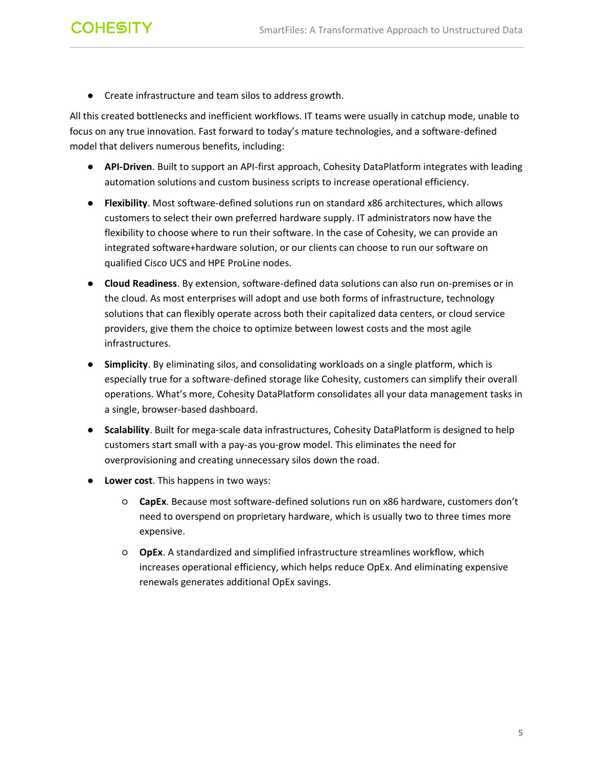- Create infrastructure and team silos to address growth.

All this created bottlenecks and inefficient workflows. IT teams were usually in catchup mode, unable to focus on any true innovation. Fast forward to today's mature technologies, and a software-defined model that delivers numerous benefits, including:

- **API-Driven**. Built to support an API-first approach, Cohesity DataPlatform integrates with leading automation solutions and custom business scripts to increase operational efficiency.
- **Flexibility**. Most software-defined solutions run on standard x86 architectures, which allows customers to select their own preferred hardware supply. IT administrators now have the flexibility to choose where to run their software. In the case of Cohesity, we can provide an integrated software+hardware solution, or our clients can choose to run our software on qualified Cisco UCS and HPE ProLine nodes.
- **Cloud Readiness**. By extension, software-defined data solutions can also run on-premises or in the cloud. As most enterprises will adopt and use both forms of infrastructure, technology solutions that can flexibly operate across both their capitalized data centers, or cloud service providers, give them the choice to optimize between lowest costs and the most agile infrastructures.
- **Simplicity**. By eliminating silos, and consolidating workloads on a single platform, which is especially true for a software-defined storage like Cohesity, customers can simplify their overall operations. What's more, Cohesity DataPlatform consolidates all your data management tasks in a single, browser-based dashboard.
- **Scalability**. Built for mega-scale data infrastructures, Cohesity DataPlatform is designed to help customers start small with a pay-as you-grow model. This eliminates the need for overprovisioning and creating unnecessary silos down the road.
- **Lower cost**. This happens in two ways:
    - **CapEx**. Because most software-defined solutions run on x86 hardware, customers don't need to overspend on proprietary hardware, which is usually two to three times more expensive.
    - **OpEx**. A standardized and simplified infrastructure streamlines workflow, which increases operational efficiency, which helps reduce OpEx. And eliminating expensive renewals generates additional OpEx savings.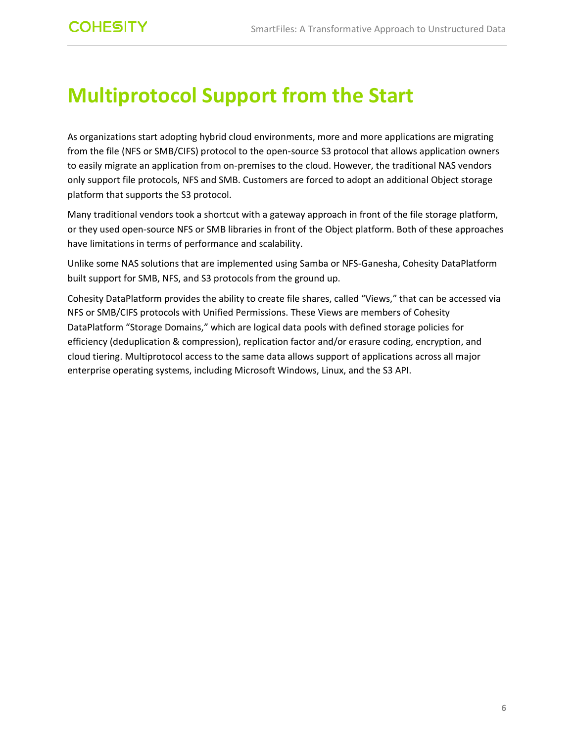# Multiprotocol Support from the Start

As organizations start adopting hybrid cloud environments, more and more applications are migrating from the file (NFS or SMB/CIFS) protocol to the open-source S3 protocol that allows application owners to easily migrate an application from on-premises to the cloud. However, the traditional NAS vendors only support file protocols, NFS and SMB. Customers are forced to adopt an additional Object storage platform that supports the S3 protocol.

Many traditional vendors took a shortcut with a gateway approach in front of the file storage platform, or they used open-source NFS or SMB libraries in front of the Object platform. Both of these approaches have limitations in terms of performance and scalability.

Unlike some NAS solutions that are implemented using Samba or NFS-Ganesha, Cohesity DataPlatform built support for SMB, NFS, and S3 protocols from the ground up.

Cohesity DataPlatform provides the ability to create file shares, called "Views," that can be accessed via NFS or SMB/CIFS protocols with Unified Permissions. These Views are members of Cohesity DataPlatform "Storage Domains," which are logical data pools with defined storage policies for efficiency (deduplication & compression), replication factor and/or erasure coding, encryption, and cloud tiering. Multiprotocol access to the same data allows support of applications across all major enterprise operating systems, including Microsoft Windows, Linux, and the S3 API.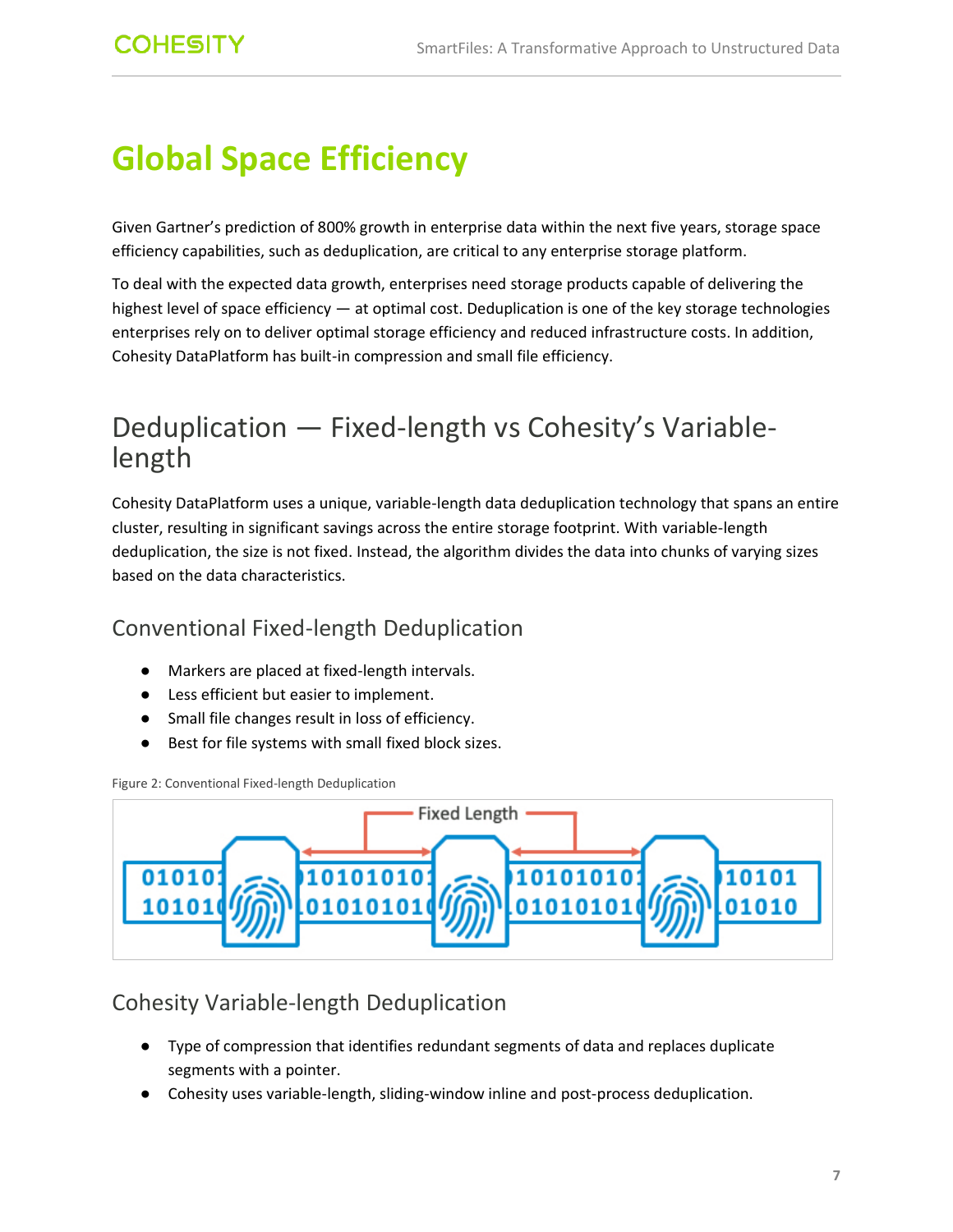# Global Space Efficiency

Given Gartner's prediction of 800% growth in enterprise data within the next five years, storage space efficiency capabilities, such as deduplication, are critical to any enterprise storage platform.

To deal with the expected data growth, enterprises need storage products capable of delivering the highest level of space efficiency — at optimal cost. Deduplication is one of the key storage technologies enterprises rely on to deliver optimal storage efficiency and reduced infrastructure costs. In addition, Cohesity DataPlatform has built-in compression and small file efficiency.

## Deduplication — Fixed-length vs Cohesity's Variable-length

Cohesity DataPlatform uses a unique, variable-length data deduplication technology that spans an entire cluster, resulting in significant savings across the entire storage footprint. With variable-length deduplication, the size is not fixed. Instead, the algorithm divides the data into chunks of varying sizes based on the data characteristics.

### Conventional Fixed-length Deduplication

- Markers are placed at fixed-length intervals.
- Less efficient but easier to implement.
- Small file changes result in loss of efficiency.
- Best for file systems with small fixed block sizes.

Figure 2: Conventional Fixed-length Deduplication

### Cohesity Variable-length Deduplication

- Type of compression that identifies redundant segments of data and replaces duplicate segments with a pointer.
- Cohesity uses variable-length, sliding-window inline and post-process deduplication.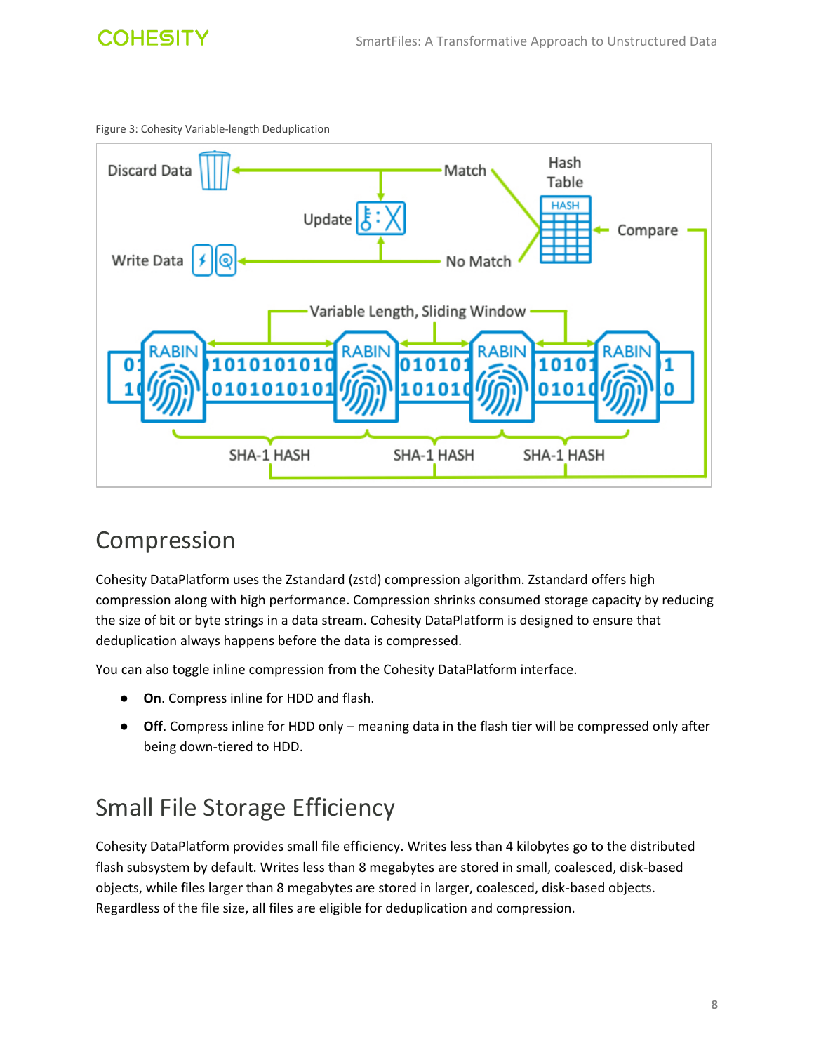Figure 3: Cohesity Variable-length Deduplication

## Compression

Cohesity DataPlatform uses the Zstandard (zstd) compression algorithm. Zstandard offers high compression along with high performance. Compression shrinks consumed storage capacity by reducing the size of bit or byte strings in a data stream. Cohesity DataPlatform is designed to ensure that deduplication always happens before the data is compressed.

You can also toggle inline compression from the Cohesity DataPlatform interface.

- **On**. Compress inline for HDD and flash.
- **Off**. Compress inline for HDD only – meaning data in the flash tier will be compressed only after being down-tiered to HDD.

## Small File Storage Efficiency

Cohesity DataPlatform provides small file efficiency. Writes less than 4 kilobytes go to the distributed flash subsystem by default. Writes less than 8 megabytes are stored in small, coalesced, disk-based objects, while files larger than 8 megabytes are stored in larger, coalesced, disk-based objects. Regardless of the file size, all files are eligible for deduplication and compression.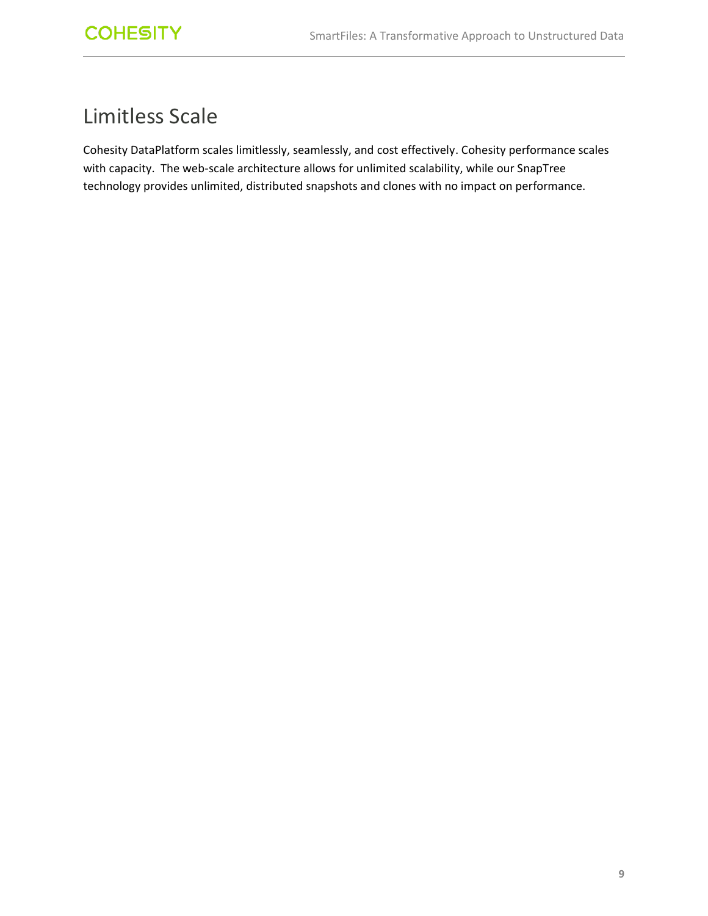# Limitless Scale

Cohesity DataPlatform scales limitlessly, seamlessly, and cost effectively. Cohesity performance scales with capacity. The web-scale architecture allows for unlimited scalability, while our SnapTree technology provides unlimited, distributed snapshots and clones with no impact on performance.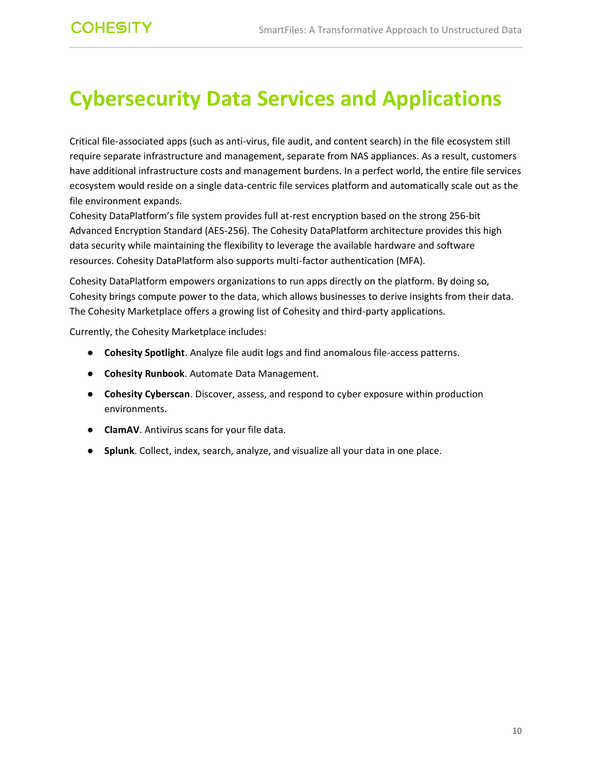# Cybersecurity Data Services and Applications

Critical file-associated apps (such as anti-virus, file audit, and content search) in the file ecosystem still require separate infrastructure and management, separate from NAS appliances. As a result, customers have additional infrastructure costs and management burdens. In a perfect world, the entire file services ecosystem would reside on a single data-centric file services platform and automatically scale out as the file environment expands.

Cohesity DataPlatform's file system provides full at-rest encryption based on the strong 256-bit Advanced Encryption Standard (AES-256). The Cohesity DataPlatform architecture provides this high data security while maintaining the flexibility to leverage the available hardware and software resources. Cohesity DataPlatform also supports multi-factor authentication (MFA).

Cohesity DataPlatform empowers organizations to run apps directly on the platform. By doing so, Cohesity brings compute power to the data, which allows businesses to derive insights from their data. The Cohesity Marketplace offers a growing list of Cohesity and third-party applications.

Currently, the Cohesity Marketplace includes:

- **Cohesity Spotlight**. Analyze file audit logs and find anomalous file-access patterns.
- **Cohesity Runbook**. Automate Data Management.
- **Cohesity Cyberscan**. Discover, assess, and respond to cyber exposure within production environments.
- **ClamAV**. Antivirus scans for your file data.
- **Splunk**. Collect, index, search, analyze, and visualize all your data in one place.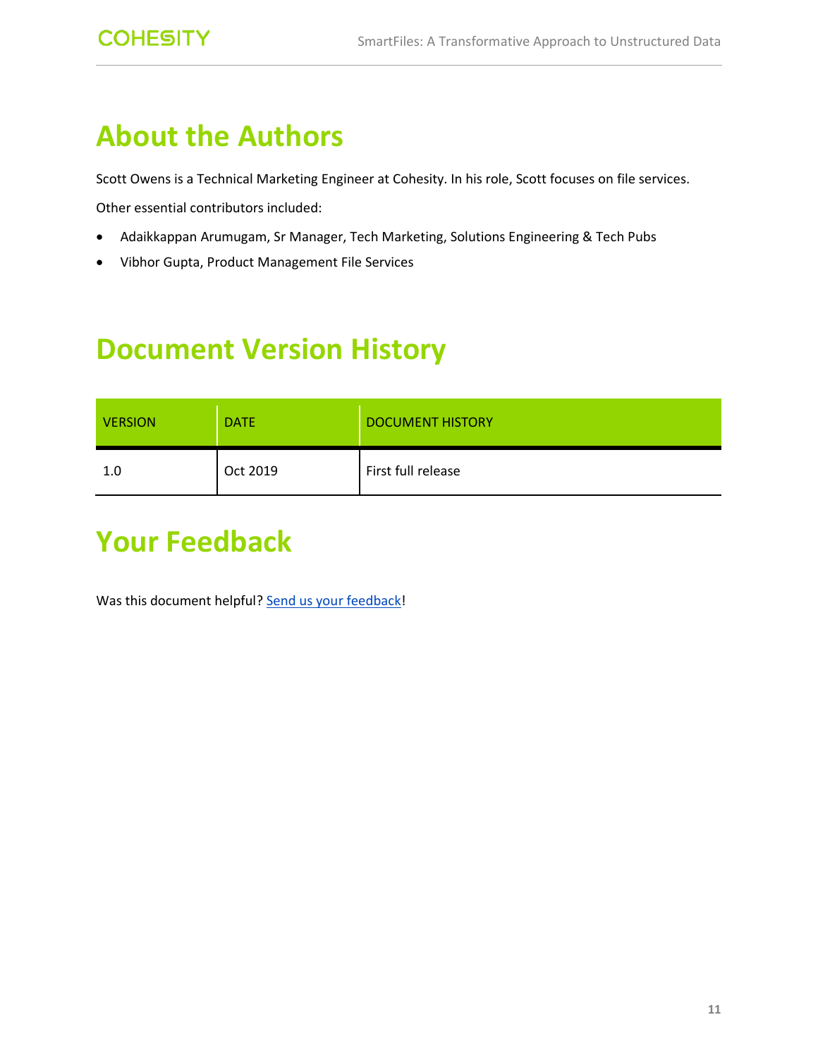# About the Authors

Scott Owens is a Technical Marketing Engineer at Cohesity. In his role, Scott focuses on file services.

Other essential contributors included:

- Adaikkappan Arumugam, Sr Manager, Tech Marketing, Solutions Engineering & Tech Pubs
- Vibhor Gupta, Product Management File Services

# Document Version History

| VERSION | DATE | DOCUMENT HISTORY |
|---|---|---|
| 1.0 | Oct 2019 | First full release |

# Your Feedback

Was this document helpful? Send us your feedback!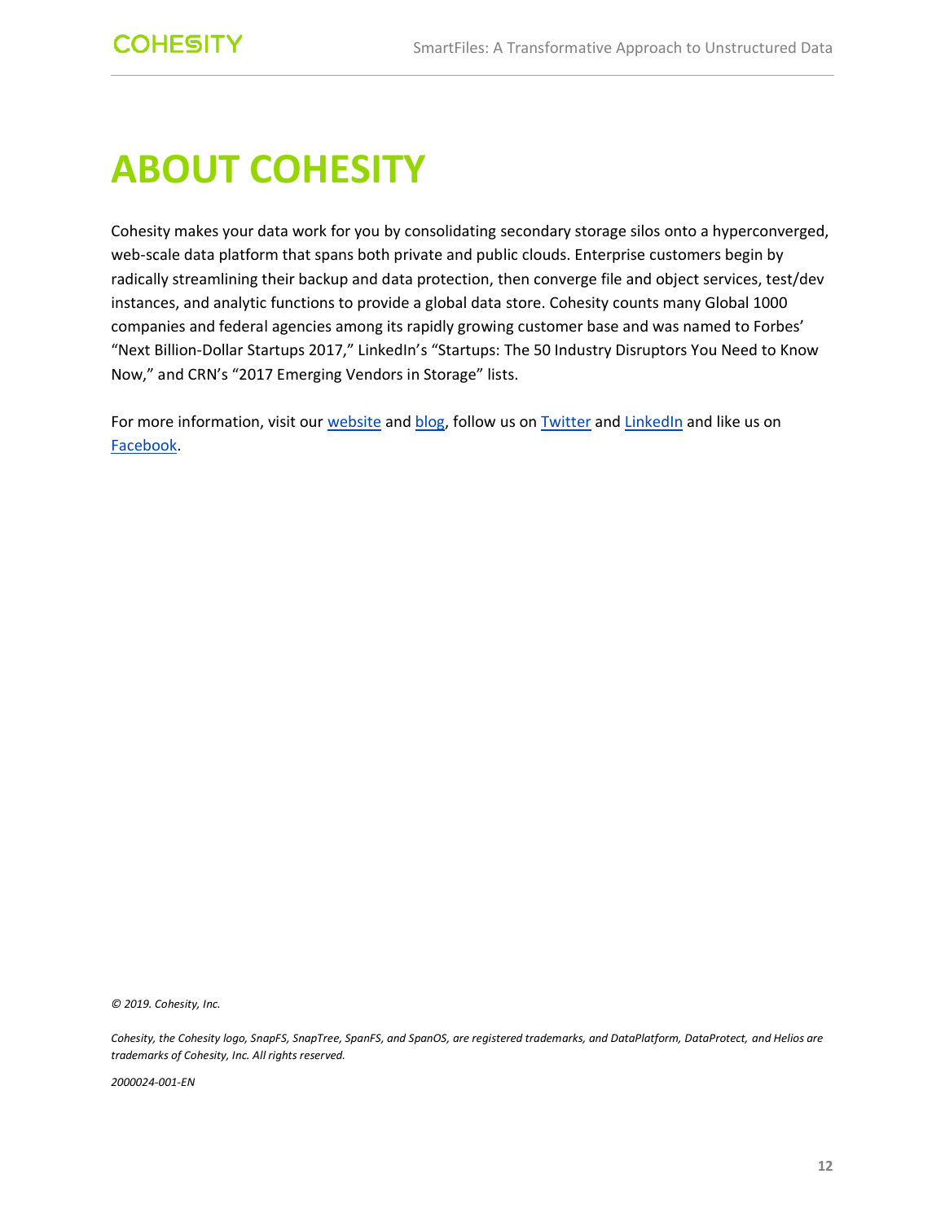# ABOUT COHESITY

Cohesity makes your data work for you by consolidating secondary storage silos onto a hyperconverged, web-scale data platform that spans both private and public clouds. Enterprise customers begin by radically streamlining their backup and data protection, then converge file and object services, test/dev instances, and analytic functions to provide a global data store. Cohesity counts many Global 1000 companies and federal agencies among its rapidly growing customer base and was named to Forbes' "Next Billion-Dollar Startups 2017," LinkedIn's "Startups: The 50 Industry Disruptors You Need to Know Now," and CRN's "2017 Emerging Vendors in Storage" lists.

For more information, visit our website and blog, follow us on Twitter and LinkedIn and like us on Facebook.

*© 2019. Cohesity, Inc.*

*Cohesity, the Cohesity logo, SnapFS, SnapTree, SpanFS, and SpanOS, are registered trademarks, and DataPlatform, DataProtect, and Helios are trademarks of Cohesity, Inc. All rights reserved.*

*2000024-001-EN*